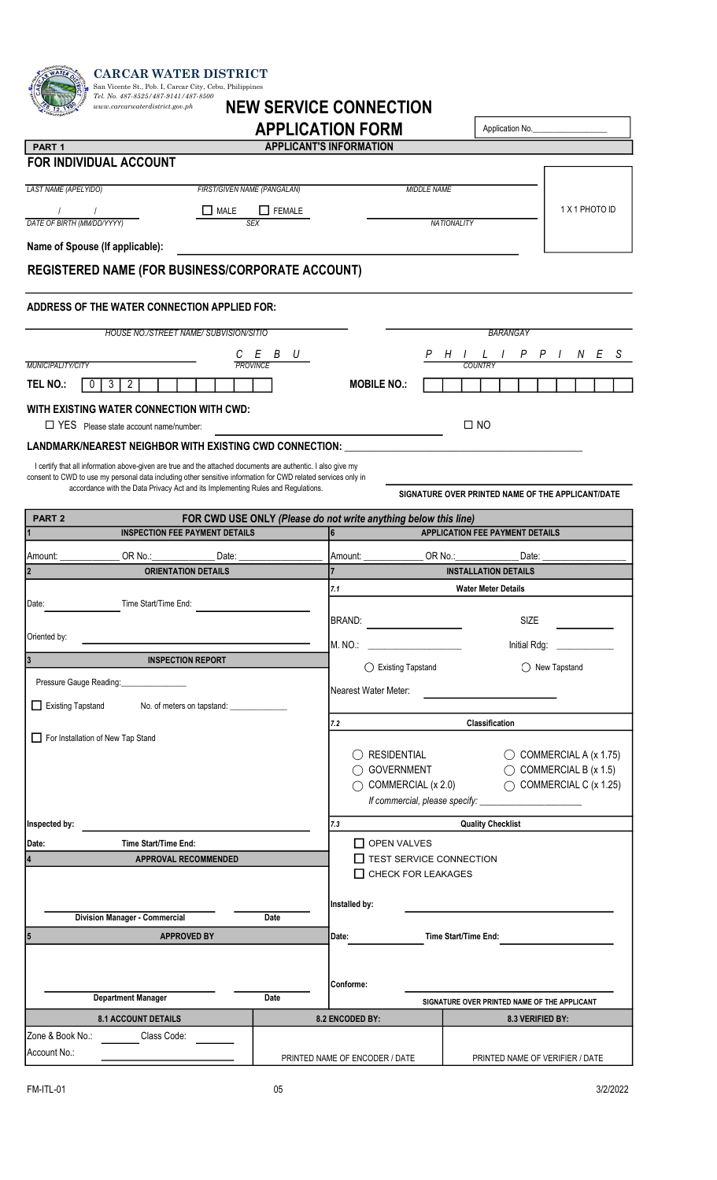**CARCAR WATER DISTRICT**
San Vicente St., Pob. I, Carcar City, Cebu, Philippines
Tel. No. 487-8525/487-9141/487-8500
www.carcarwaterdistrict.gov.ph

# NEW SERVICE CONNECTION APPLICATION FORM

Application No.________________

## PART 1 — APPLICANT'S INFORMATION

### FOR INDIVIDUAL ACCOUNT

| LAST NAME (APELYIDO) | FIRST/GIVEN NAME (PANGALAN) | MIDDLE NAME | 1 X 1 PHOTO ID |
|---|---|---|---|
| / / DATE OF BIRTH (MM/DD/YYYY) | ☐ MALE ☐ FEMALE SEX | NATIONALITY | |

**Name of Spouse (If applicable):** ______________________________

### REGISTERED NAME (FOR BUSINESS/CORPORATE ACCOUNT)

______________________________

### ADDRESS OF THE WATER CONNECTION APPLIED FOR:

| HOUSE NO./STREET NAME/ SUBVISION/SITIO | BARANGAY |
|---|---|
| MUNICIPALITY/CITY | |
| C E B U (PROVINCE) | P H I L I P P I N E S (COUNTRY) |

**TEL NO.:** 0 3 2 ____________ **MOBILE NO.:** ____________

**WITH EXISTING WATER CONNECTION WITH CWD:**

☐ YES Please state account name/number: ______________________________ ☐ NO

**LANDMARK/NEAREST NEIGHBOR WITH EXISTING CWD CONNECTION:** ______________________________

I certify that all information above-given are true and the attached documents are authentic. I also give my consent to CWD to use my personal data including other sensitive information for CWD related services only in accordance with the Data Privacy Act and its Implementing Rules and Regulations.

______________________________
**SIGNATURE OVER PRINTED NAME OF THE APPLICANT/DATE**

## PART 2 — FOR CWD USE ONLY *(Please do not write anything below this line)*

**1 INSPECTION FEE PAYMENT DETAILS**

Amount: ____________ OR No.:____________ Date: ____________

**2 ORIENTATION DETAILS**

Date: ____________ Time Start/Time End: ____________

Oriented by: ______________________________

**3 INSPECTION REPORT**

Pressure Gauge Reading:______________

☐ Existing Tapstand No. of meters on tapstand: ____________

☐ For Installation of New Tap Stand

**Inspected by:** ______________________________

**Date:** ____________ **Time Start/Time End:** ____________

**4 APPROVAL RECOMMENDED**

______________________________ ____________
**Division Manager - Commercial** **Date**

**5 APPROVED BY**

______________________________ ____________
**Department Manager** **Date**

**6 APPLICATION FEE PAYMENT DETAILS**

Amount: ____________ OR No.:____________ Date: ____________

**7 INSTALLATION DETAILS**

**7.1 Water Meter Details**

BRAND: ____________ SIZE ____________

M. NO.: ____________ Initial Rdg: ____________

◯ Existing Tapstand ◯ New Tapstand

Nearest Water Meter: ____________

**7.2 Classification**

◯ RESIDENTIAL ◯ COMMERCIAL A (x 1.75)
◯ GOVERNMENT ◯ COMMERCIAL B (x 1.5)
◯ COMMERCIAL (x 2.0) ◯ COMMERCIAL C (x 1.25)

*If commercial, please specify:* ____________

**7.3 Quality Checklist**

☐ OPEN VALVES
☐ TEST SERVICE CONNECTION
☐ CHECK FOR LEAKAGES

**Installed by:** ______________________________

**Date:** ____________ **Time Start/Time End:** ____________

**Conforme:** ______________________________
**SIGNATURE OVER PRINTED NAME OF THE APPLICANT**

| 8.1 ACCOUNT DETAILS | 8.2 ENCODED BY: | 8.3 VERIFIED BY: |
|---|---|---|
| Zone & Book No.: ______ Class Code: ______ | | |
| Account No.: ____________ | PRINTED NAME OF ENCODER / DATE | PRINTED NAME OF VERIFIER / DATE |

FM-ITL-01 05 3/2/2022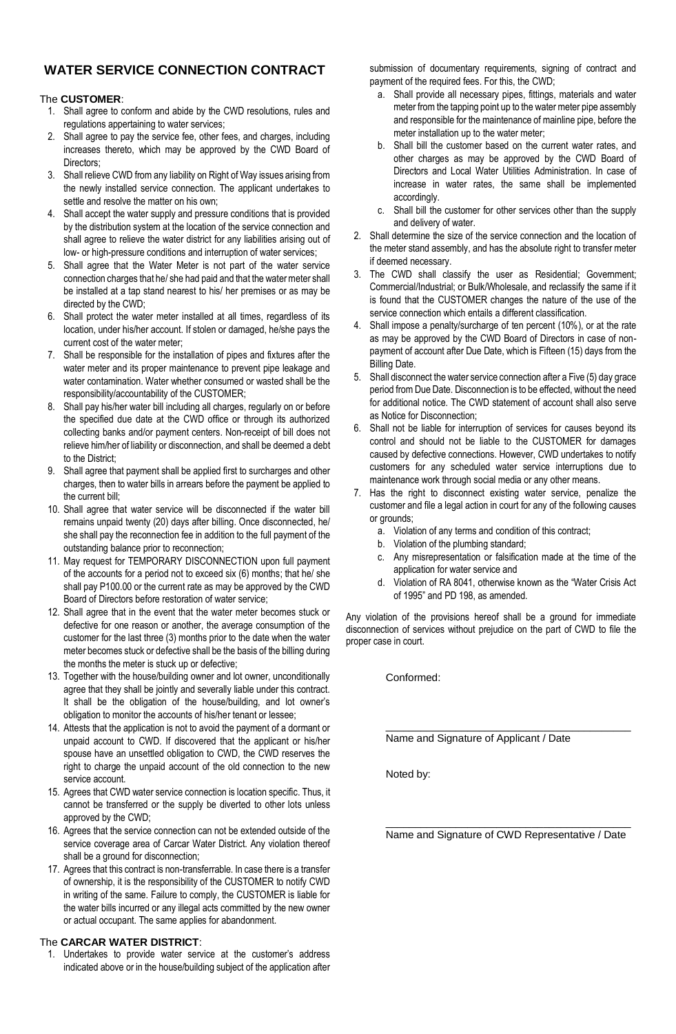## WATER SERVICE CONNECTION CONTRACT

The **CUSTOMER**:

1. Shall agree to conform and abide by the CWD resolutions, rules and regulations appertaining to water services;
2. Shall agree to pay the service fee, other fees, and charges, including increases thereto, which may be approved by the CWD Board of Directors;
3. Shall relieve CWD from any liability on Right of Way issues arising from the newly installed service connection. The applicant undertakes to settle and resolve the matter on his own;
4. Shall accept the water supply and pressure conditions that is provided by the distribution system at the location of the service connection and shall agree to relieve the water district for any liabilities arising out of low- or high-pressure conditions and interruption of water services;
5. Shall agree that the Water Meter is not part of the water service connection charges that he/ she had paid and that the water meter shall be installed at a tap stand nearest to his/ her premises or as may be directed by the CWD;
6. Shall protect the water meter installed at all times, regardless of its location, under his/her account. If stolen or damaged, he/she pays the current cost of the water meter;
7. Shall be responsible for the installation of pipes and fixtures after the water meter and its proper maintenance to prevent pipe leakage and water contamination. Water whether consumed or wasted shall be the responsibility/accountability of the CUSTOMER;
8. Shall pay his/her water bill including all charges, regularly on or before the specified due date at the CWD office or through its authorized collecting banks and/or payment centers. Non-receipt of bill does not relieve him/her of liability or disconnection, and shall be deemed a debt to the District;
9. Shall agree that payment shall be applied first to surcharges and other charges, then to water bills in arrears before the payment be applied to the current bill;
10. Shall agree that water service will be disconnected if the water bill remains unpaid twenty (20) days after billing. Once disconnected, he/ she shall pay the reconnection fee in addition to the full payment of the outstanding balance prior to reconnection;
11. May request for TEMPORARY DISCONNECTION upon full payment of the accounts for a period not to exceed six (6) months; that he/ she shall pay P100.00 or the current rate as may be approved by the CWD Board of Directors before restoration of water service;
12. Shall agree that in the event that the water meter becomes stuck or defective for one reason or another, the average consumption of the customer for the last three (3) months prior to the date when the water meter becomes stuck or defective shall be the basis of the billing during the months the meter is stuck up or defective;
13. Together with the house/building owner and lot owner, unconditionally agree that they shall be jointly and severally liable under this contract. It shall be the obligation of the house/building, and lot owner's obligation to monitor the accounts of his/her tenant or lessee;
14. Attests that the application is not to avoid the payment of a dormant or unpaid account to CWD. If discovered that the applicant or his/her spouse have an unsettled obligation to CWD, the CWD reserves the right to charge the unpaid account of the old connection to the new service account.
15. Agrees that CWD water service connection is location specific. Thus, it cannot be transferred or the supply be diverted to other lots unless approved by the CWD;
16. Agrees that the service connection can not be extended outside of the service coverage area of Carcar Water District. Any violation thereof shall be a ground for disconnection;
17. Agrees that this contract is non-transferrable. In case there is a transfer of ownership, it is the responsibility of the CUSTOMER to notify CWD in writing of the same. Failure to comply, the CUSTOMER is liable for the water bills incurred or any illegal acts committed by the new owner or actual occupant. The same applies for abandonment.

The **CARCAR WATER DISTRICT**:

1. Undertakes to provide water service at the customer's address indicated above or in the house/building subject of the application after submission of documentary requirements, signing of contract and payment of the required fees. For this, the CWD;
   a. Shall provide all necessary pipes, fittings, materials and water meter from the tapping point up to the water meter pipe assembly and responsible for the maintenance of mainline pipe, before the meter installation up to the water meter;
   b. Shall bill the customer based on the current water rates, and other charges as may be approved by the CWD Board of Directors and Local Water Utilities Administration. In case of increase in water rates, the same shall be implemented accordingly.
   c. Shall bill the customer for other services other than the supply and delivery of water.
2. Shall determine the size of the service connection and the location of the meter stand assembly, and has the absolute right to transfer meter if deemed necessary.
3. The CWD shall classify the user as Residential; Government; Commercial/Industrial; or Bulk/Wholesale, and reclassify the same if it is found that the CUSTOMER changes the nature of the use of the service connection which entails a different classification.
4. Shall impose a penalty/surcharge of ten percent (10%), or at the rate as may be approved by the CWD Board of Directors in case of non-payment of account after Due Date, which is Fifteen (15) days from the Billing Date.
5. Shall disconnect the water service connection after a Five (5) day grace period from Due Date. Disconnection is to be effected, without the need for additional notice. The CWD statement of account shall also serve as Notice for Disconnection;
6. Shall not be liable for interruption of services for causes beyond its control and should not be liable to the CUSTOMER for damages caused by defective connections. However, CWD undertakes to notify customers for any scheduled water service interruptions due to maintenance work through social media or any other means.
7. Has the right to disconnect existing water service, penalize the customer and file a legal action in court for any of the following causes or grounds;
   a. Violation of any terms and condition of this contract;
   b. Violation of the plumbing standard;
   c. Any misrepresentation or falsification made at the time of the application for water service and
   d. Violation of RA 8041, otherwise known as the "Water Crisis Act of 1995" and PD 198, as amended.

Any violation of the provisions hereof shall be a ground for immediate disconnection of services without prejudice on the part of CWD to file the proper case in court.

Conformed:

\_\_\_\_\_\_\_\_\_\_\_\_\_\_\_\_\_\_\_\_\_\_\_\_\_\_\_\_\_\_\_\_\_\_\_\_

Name and Signature of Applicant / Date

Noted by:

\_\_\_\_\_\_\_\_\_\_\_\_\_\_\_\_\_\_\_\_\_\_\_\_\_\_\_\_\_\_\_\_\_\_\_\_

Name and Signature of CWD Representative / Date